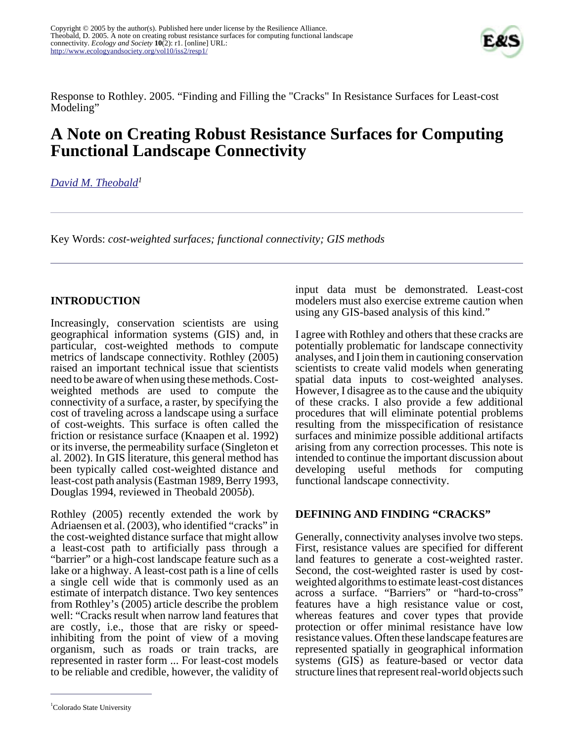Response to Rothley. 2005. "Finding and Filling the "Cracks" In Resistance Surfaces for Least-cost Modeling"

# A Note on Creating Robust Resistance Surfaces for Computing Functional Landscape Connectivity

*David M. Theobald*[1]

Key Words: *cost-weighted surfaces; functional connectivity; GIS methods*

## INTRODUCTION

Increasingly, conservation scientists are using geographical information systems (GIS) and, in particular, cost-weighted methods to compute metrics of landscape connectivity. Rothley (2005) raised an important technical issue that scientists need to be aware of when using these methods. Cost-weighted methods are used to compute the connectivity of a surface, a raster, by specifying the cost of traveling across a landscape using a surface of cost-weights. This surface is often called the friction or resistance surface (Knaapen et al. 1992) or its inverse, the permeability surface (Singleton et al. 2002). In GIS literature, this general method has been typically called cost-weighted distance and least-cost path analysis (Eastman 1989, Berry 1993, Douglas 1994, reviewed in Theobald 2005*b*).

Rothley (2005) recently extended the work by Adriaensen et al. (2003), who identified "cracks" in the cost-weighted distance surface that might allow a least-cost path to artificially pass through a "barrier" or a high-cost landscape feature such as a lake or a highway. A least-cost path is a line of cells a single cell wide that is commonly used as an estimate of interpatch distance. Two key sentences from Rothley's (2005) article describe the problem well: "Cracks result when narrow land features that are costly, i.e., those that are risky or speed-inhibiting from the point of view of a moving organism, such as roads or train tracks, are represented in raster form ... For least-cost models to be reliable and credible, however, the validity of input data must be demonstrated. Least-cost modelers must also exercise extreme caution when using any GIS-based analysis of this kind."

I agree with Rothley and others that these cracks are potentially problematic for landscape connectivity analyses, and I join them in cautioning conservation scientists to create valid models when generating spatial data inputs to cost-weighted analyses. However, I disagree as to the cause and the ubiquity of these cracks. I also provide a few additional procedures that will eliminate potential problems resulting from the misspecification of resistance surfaces and minimize possible additional artifacts arising from any correction processes. This note is intended to continue the important discussion about developing useful methods for computing functional landscape connectivity.

## DEFINING AND FINDING "CRACKS"

Generally, connectivity analyses involve two steps. First, resistance values are specified for different land features to generate a cost-weighted raster. Second, the cost-weighted raster is used by cost-weighted algorithms to estimate least-cost distances across a surface. "Barriers" or "hard-to-cross" features have a high resistance value or cost, whereas features and cover types that provide protection or offer minimal resistance have low resistance values. Often these landscape features are represented spatially in geographical information systems (GIS) as feature-based or vector data structure lines that represent real-world objects such

[1]Colorado State University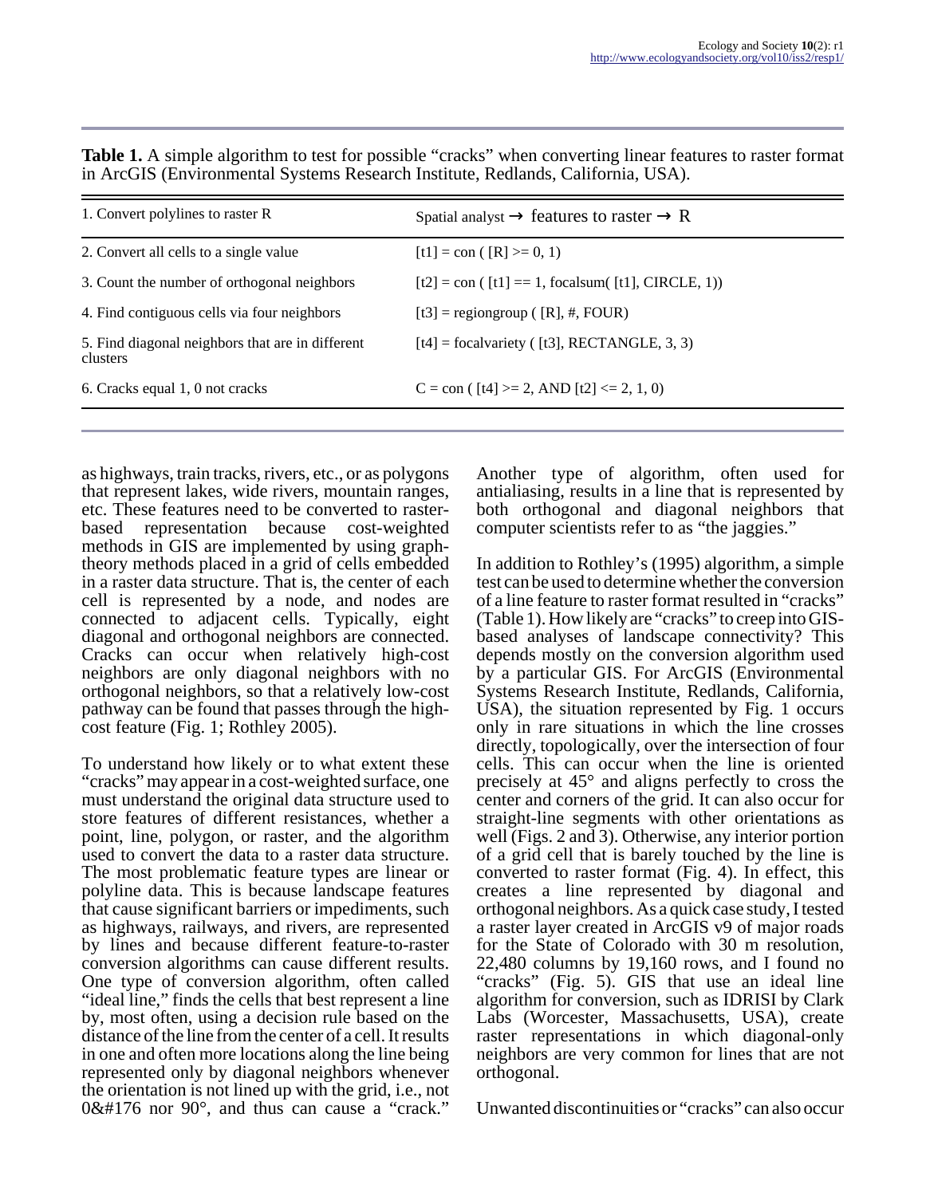**Table 1.** A simple algorithm to test for possible "cracks" when converting linear features to raster format in ArcGIS (Environmental Systems Research Institute, Redlands, California, USA).

| | |
|---|---|
| 1. Convert polylines to raster R | Spatial analyst → features to raster → R |
| 2. Convert all cells to a single value | [t1] = con ( [R] >= 0, 1) |
| 3. Count the number of orthogonal neighbors | [t2] = con ( [t1] == 1, focalsum( [t1], CIRCLE, 1)) |
| 4. Find contiguous cells via four neighbors | [t3] = regiongroup ( [R], #, FOUR) |
| 5. Find diagonal neighbors that are in different clusters | [t4] = focalvariety ( [t3], RECTANGLE, 3, 3) |
| 6. Cracks equal 1, 0 not cracks | C = con ( [t4] >= 2, AND [t2] <= 2, 1, 0) |

as highways, train tracks, rivers, etc., or as polygons that represent lakes, wide rivers, mountain ranges, etc. These features need to be converted to raster-based representation because cost-weighted methods in GIS are implemented by using graph-theory methods placed in a grid of cells embedded in a raster data structure. That is, the center of each cell is represented by a node, and nodes are connected to adjacent cells. Typically, eight diagonal and orthogonal neighbors are connected. Cracks can occur when relatively high-cost neighbors are only diagonal neighbors with no orthogonal neighbors, so that a relatively low-cost pathway can be found that passes through the high-cost feature (Fig. 1; Rothley 2005).

To understand how likely or to what extent these "cracks" may appear in a cost-weighted surface, one must understand the original data structure used to store features of different resistances, whether a point, line, polygon, or raster, and the algorithm used to convert the data to a raster data structure. The most problematic feature types are linear or polyline data. This is because landscape features that cause significant barriers or impediments, such as highways, railways, and rivers, are represented by lines and because different feature-to-raster conversion algorithms can cause different results. One type of conversion algorithm, often called "ideal line," finds the cells that best represent a line by, most often, using a decision rule based on the distance of the line from the center of a cell. It results in one and often more locations along the line being represented only by diagonal neighbors whenever the orientation is not lined up with the grid, i.e., not 0&#176 nor 90°, and thus can cause a "crack." Another type of algorithm, often used for antialiasing, results in a line that is represented by both orthogonal and diagonal neighbors that computer scientists refer to as "the jaggies."

In addition to Rothley's (1995) algorithm, a simple test can be used to determine whether the conversion of a line feature to raster format resulted in "cracks" (Table 1). How likely are "cracks" to creep into GIS-based analyses of landscape connectivity? This depends mostly on the conversion algorithm used by a particular GIS. For ArcGIS (Environmental Systems Research Institute, Redlands, California, USA), the situation represented by Fig. 1 occurs only in rare situations in which the line crosses directly, topologically, over the intersection of four cells. This can occur when the line is oriented precisely at 45° and aligns perfectly to cross the center and corners of the grid. It can also occur for straight-line segments with other orientations as well (Figs. 2 and 3). Otherwise, any interior portion of a grid cell that is barely touched by the line is converted to raster format (Fig. 4). In effect, this creates a line represented by diagonal and orthogonal neighbors. As a quick case study, I tested a raster layer created in ArcGIS v9 of major roads for the State of Colorado with 30 m resolution, 22,480 columns by 19,160 rows, and I found no "cracks" (Fig. 5). GIS that use an ideal line algorithm for conversion, such as IDRISI by Clark Labs (Worcester, Massachusetts, USA), create raster representations in which diagonal-only neighbors are very common for lines that are not orthogonal.

Unwanted discontinuities or "cracks" can also occur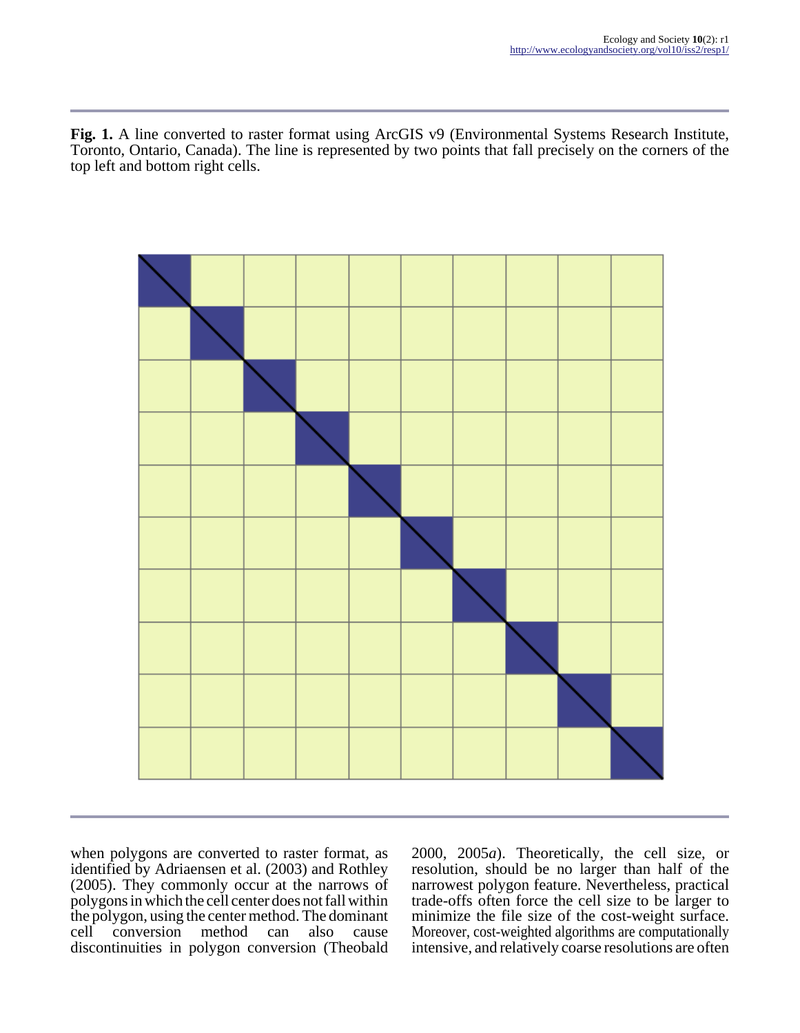**Fig. 1.** A line converted to raster format using ArcGIS v9 (Environmental Systems Research Institute, Toronto, Ontario, Canada). The line is represented by two points that fall precisely on the corners of the top left and bottom right cells.

when polygons are converted to raster format, as identified by Adriaensen et al. (2003) and Rothley (2005). They commonly occur at the narrows of polygons in which the cell center does not fall within the polygon, using the center method. The dominant cell conversion method can also cause discontinuities in polygon conversion (Theobald 2000, 2005*a*). Theoretically, the cell size, or resolution, should be no larger than half of the narrowest polygon feature. Nevertheless, practical trade-offs often force the cell size to be larger to minimize the file size of the cost-weight surface. Moreover, cost-weighted algorithms are computationally intensive, and relatively coarse resolutions are often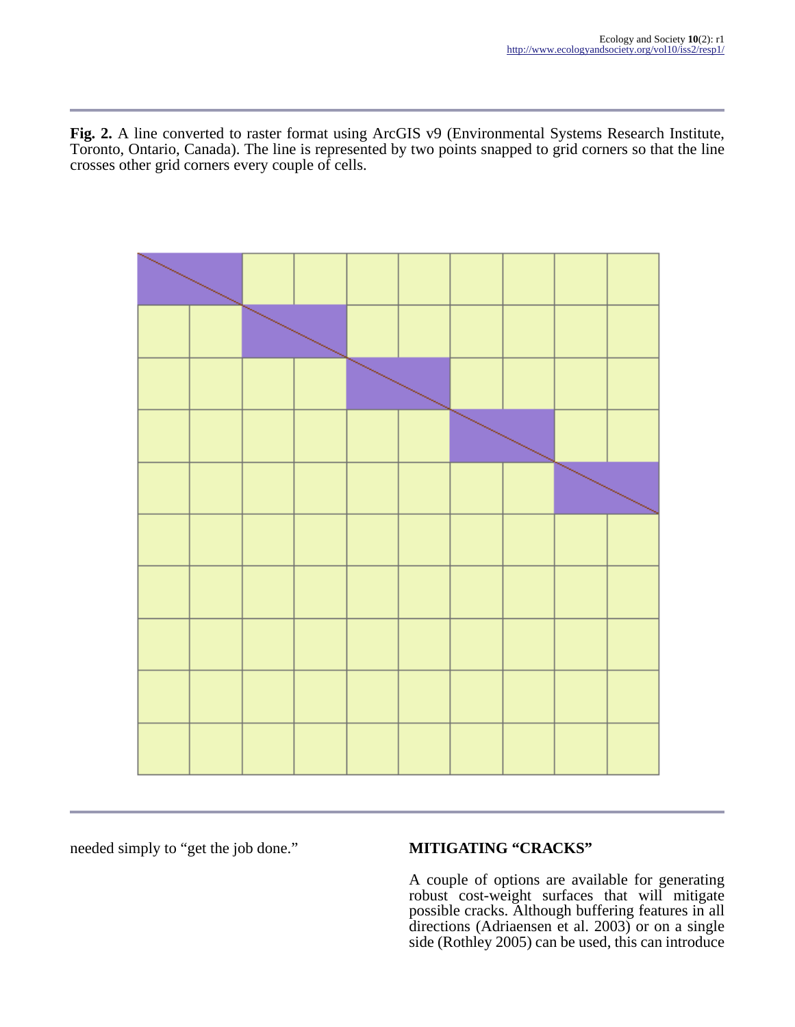**Fig. 2.** A line converted to raster format using ArcGIS v9 (Environmental Systems Research Institute, Toronto, Ontario, Canada). The line is represented by two points snapped to grid corners so that the line crosses other grid corners every couple of cells.

needed simply to "get the job done."

## MITIGATING "CRACKS"

A couple of options are available for generating robust cost-weight surfaces that will mitigate possible cracks. Although buffering features in all directions (Adriaensen et al. 2003) or on a single side (Rothley 2005) can be used, this can introduce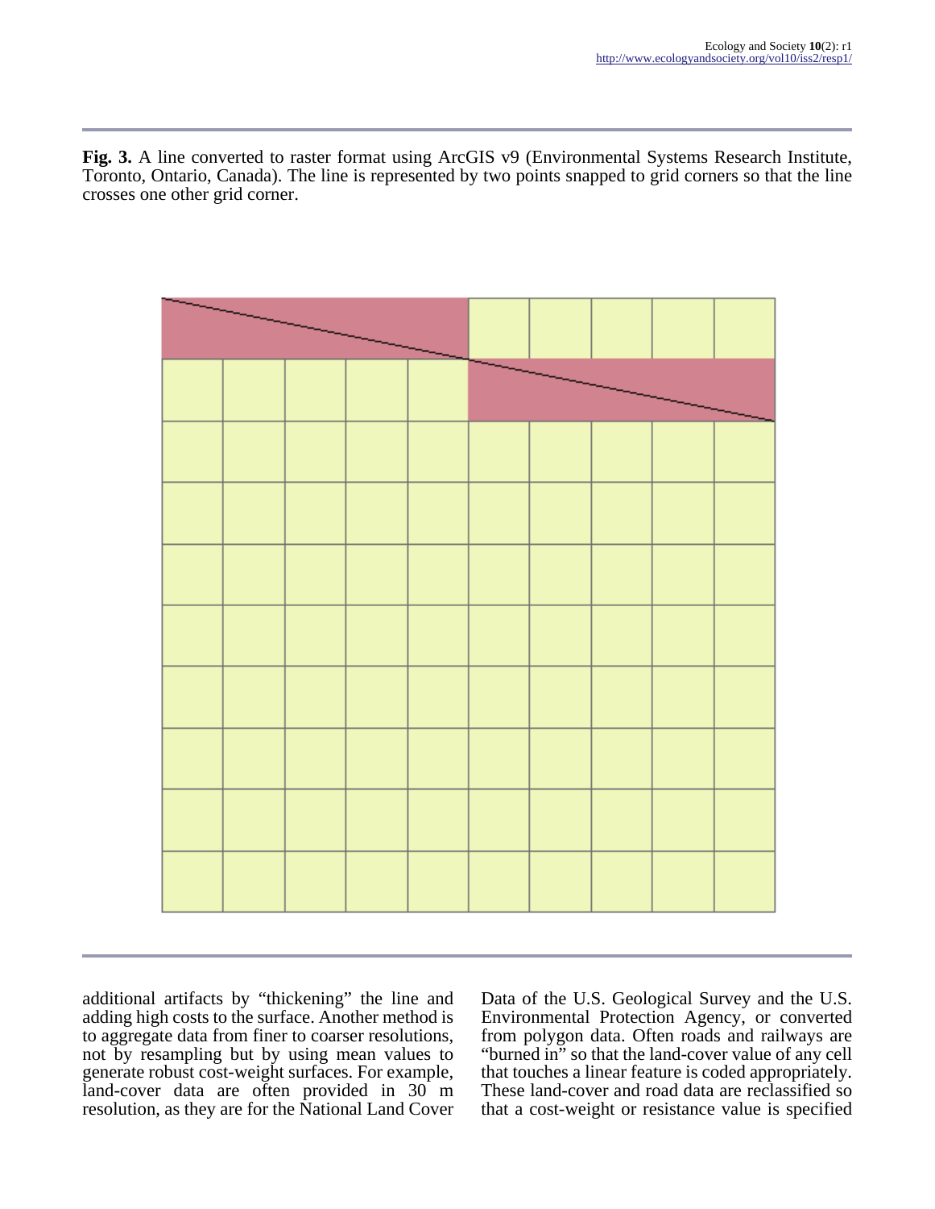**Fig. 3.** A line converted to raster format using ArcGIS v9 (Environmental Systems Research Institute, Toronto, Ontario, Canada). The line is represented by two points snapped to grid corners so that the line crosses one other grid corner.

additional artifacts by "thickening" the line and adding high costs to the surface. Another method is to aggregate data from finer to coarser resolutions, not by resampling but by using mean values to generate robust cost-weight surfaces. For example, land-cover data are often provided in 30 m resolution, as they are for the National Land Cover Data of the U.S. Geological Survey and the U.S. Environmental Protection Agency, or converted from polygon data. Often roads and railways are "burned in" so that the land-cover value of any cell that touches a linear feature is coded appropriately. These land-cover and road data are reclassified so that a cost-weight or resistance value is specified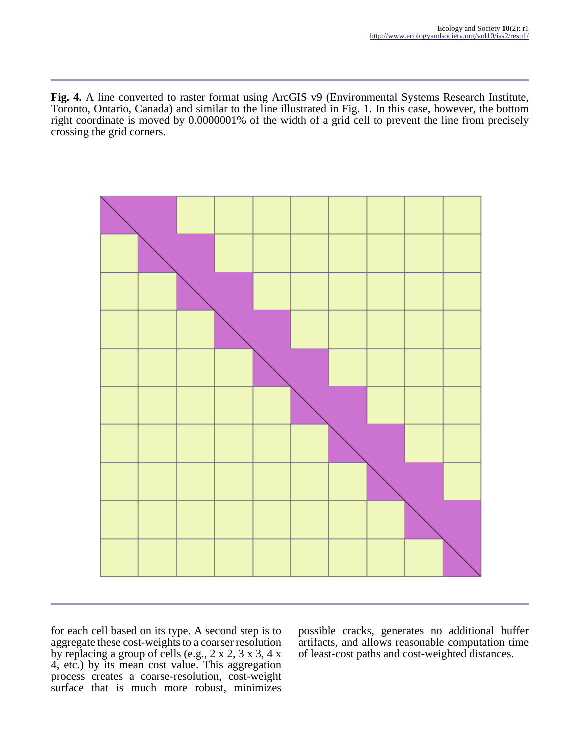**Fig. 4.** A line converted to raster format using ArcGIS v9 (Environmental Systems Research Institute, Toronto, Ontario, Canada) and similar to the line illustrated in Fig. 1. In this case, however, the bottom right coordinate is moved by 0.0000001% of the width of a grid cell to prevent the line from precisely crossing the grid corners.

for each cell based on its type. A second step is to aggregate these cost-weights to a coarser resolution by replacing a group of cells (e.g., 2 x 2, 3 x 3, 4 x 4, etc.) by its mean cost value. This aggregation process creates a coarse-resolution, cost-weight surface that is much more robust, minimizes possible cracks, generates no additional buffer artifacts, and allows reasonable computation time of least-cost paths and cost-weighted distances.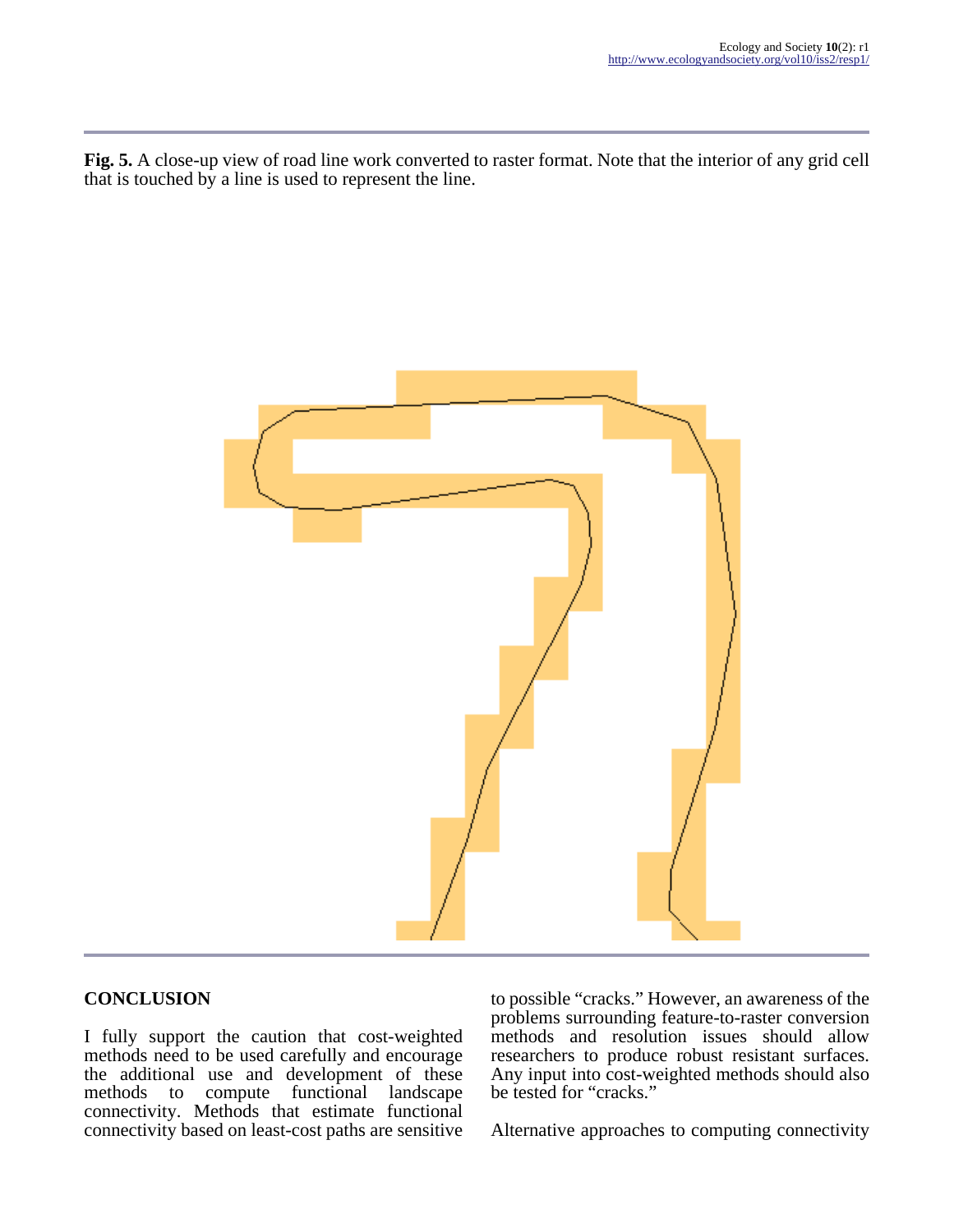**Fig. 5.** A close-up view of road line work converted to raster format. Note that the interior of any grid cell that is touched by a line is used to represent the line.

## CONCLUSION

I fully support the caution that cost-weighted methods need to be used carefully and encourage the additional use and development of these methods to compute functional landscape connectivity. Methods that estimate functional connectivity based on least-cost paths are sensitive to possible "cracks." However, an awareness of the problems surrounding feature-to-raster conversion methods and resolution issues should allow researchers to produce robust resistant surfaces. Any input into cost-weighted methods should also be tested for "cracks."

Alternative approaches to computing connectivity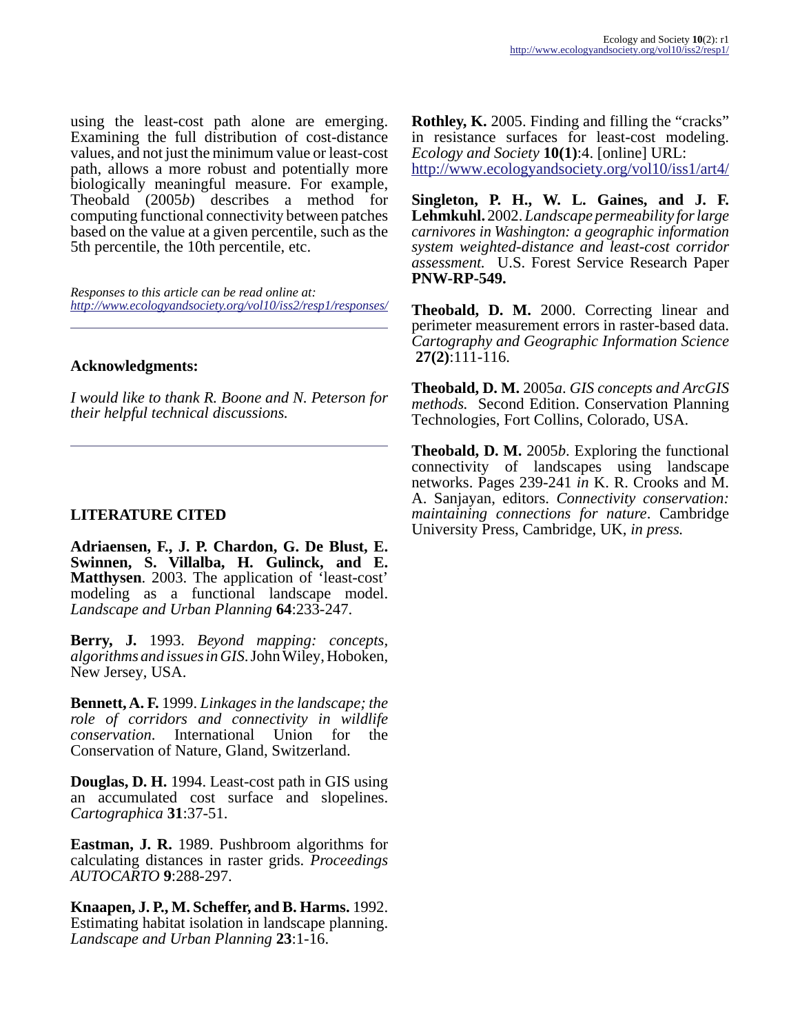using the least-cost path alone are emerging. Examining the full distribution of cost-distance values, and not just the minimum value or least-cost path, allows a more robust and potentially more biologically meaningful measure. For example, Theobald (2005*b*) describes a method for computing functional connectivity between patches based on the value at a given percentile, such as the 5th percentile, the 10th percentile, etc.

*Responses to this article can be read online at:*
*http://www.ecologyandsociety.org/vol10/iss2/resp1/responses/*

## Acknowledgments:

*I would like to thank R. Boone and N. Peterson for their helpful technical discussions.*

## LITERATURE CITED

**Adriaensen, F., J. P. Chardon, G. De Blust, E. Swinnen, S. Villalba, H. Gulinck, and E. Matthysen**. 2003. The application of 'least-cost' modeling as a functional landscape model. *Landscape and Urban Planning* **64**:233-247.

**Berry, J.** 1993. *Beyond mapping: concepts, algorithms and issues in GIS*. John Wiley, Hoboken, New Jersey, USA.

**Bennett, A. F.** 1999. *Linkages in the landscape; the role of corridors and connectivity in wildlife conservation*. International Union for the Conservation of Nature, Gland, Switzerland.

**Douglas, D. H.** 1994. Least-cost path in GIS using an accumulated cost surface and slopelines. *Cartographica* **31**:37-51.

**Eastman, J. R.** 1989. Pushbroom algorithms for calculating distances in raster grids. *Proceedings AUTOCARTO* **9**:288-297.

**Knaapen, J. P., M. Scheffer, and B. Harms.** 1992. Estimating habitat isolation in landscape planning. *Landscape and Urban Planning* **23**:1-16.

**Rothley, K.** 2005. Finding and filling the "cracks" in resistance surfaces for least-cost modeling. *Ecology and Society* **10(1)**:4. [online] URL: http://www.ecologyandsociety.org/vol10/iss1/art4/

**Singleton, P. H., W. L. Gaines, and J. F. Lehmkuhl.** 2002. *Landscape permeability for large carnivores in Washington: a geographic information system weighted-distance and least-cost corridor assessment.* U.S. Forest Service Research Paper **PNW-RP-549.**

**Theobald, D. M.** 2000. Correcting linear and perimeter measurement errors in raster-based data. *Cartography and Geographic Information Science* **27(2)**:111-116.

**Theobald, D. M.** 2005*a*. *GIS concepts and ArcGIS methods.* Second Edition. Conservation Planning Technologies, Fort Collins, Colorado, USA.

**Theobald, D. M.** 2005*b*. Exploring the functional connectivity of landscapes using landscape networks. Pages 239-241 *in* K. R. Crooks and M. A. Sanjayan, editors. *Connectivity conservation: maintaining connections for nature*. Cambridge University Press, Cambridge, UK, *in press.*